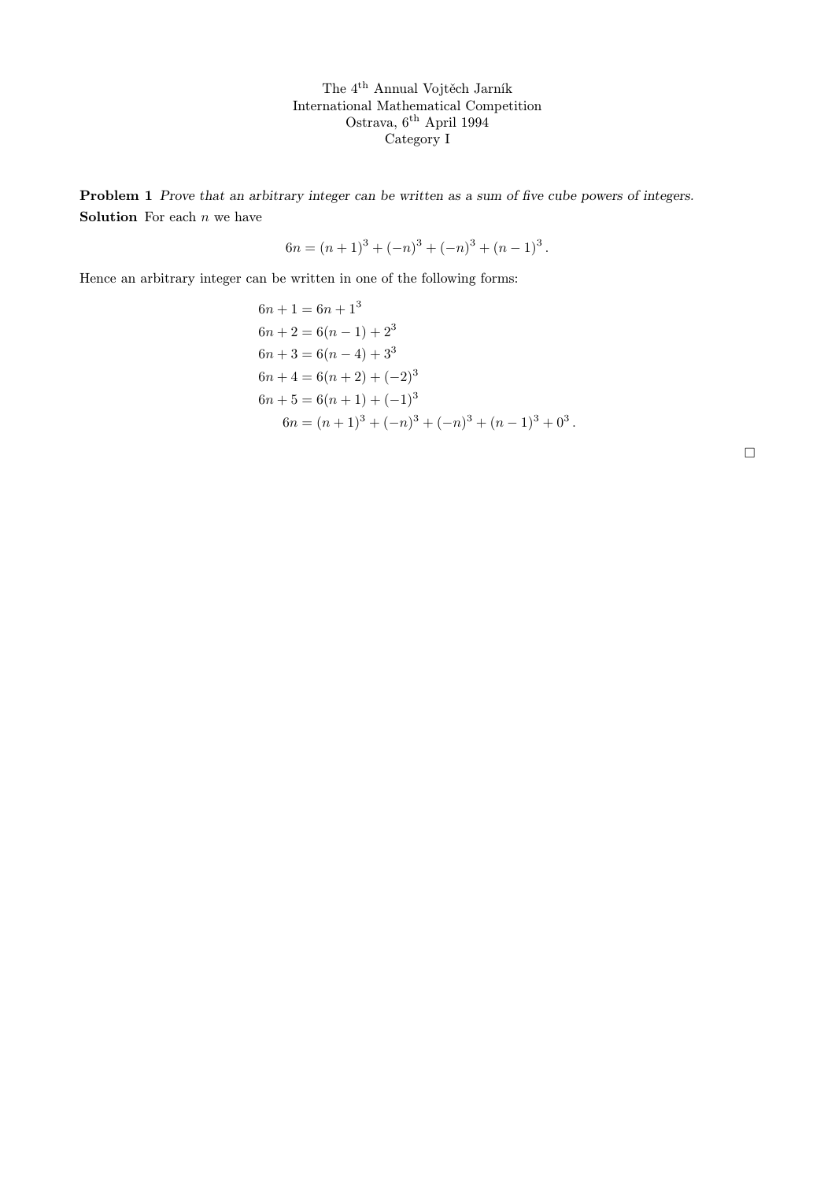The 4th Annual Vojtěch Jarník
International Mathematical Competition
Ostrava, 6th April 1994
Category I

**Problem 1** *Prove that an arbitrary integer can be written as a sum of five cube powers of integers.*

**Solution** For each $n$ we have

$$6n = (n+1)^3 + (-n)^3 + (-n)^3 + (n-1)^3 \,.$$

Hence an arbitrary integer can be written in one of the following forms:

$$\begin{aligned}
6n+1 &= 6n + 1^3 \\
6n+2 &= 6(n-1) + 2^3 \\
6n+3 &= 6(n-4) + 3^3 \\
6n+4 &= 6(n+2) + (-2)^3 \\
6n+5 &= 6(n+1) + (-1)^3 \\
6n &= (n+1)^3 + (-n)^3 + (-n)^3 + (n-1)^3 + 0^3 \,.
\end{aligned}$$

□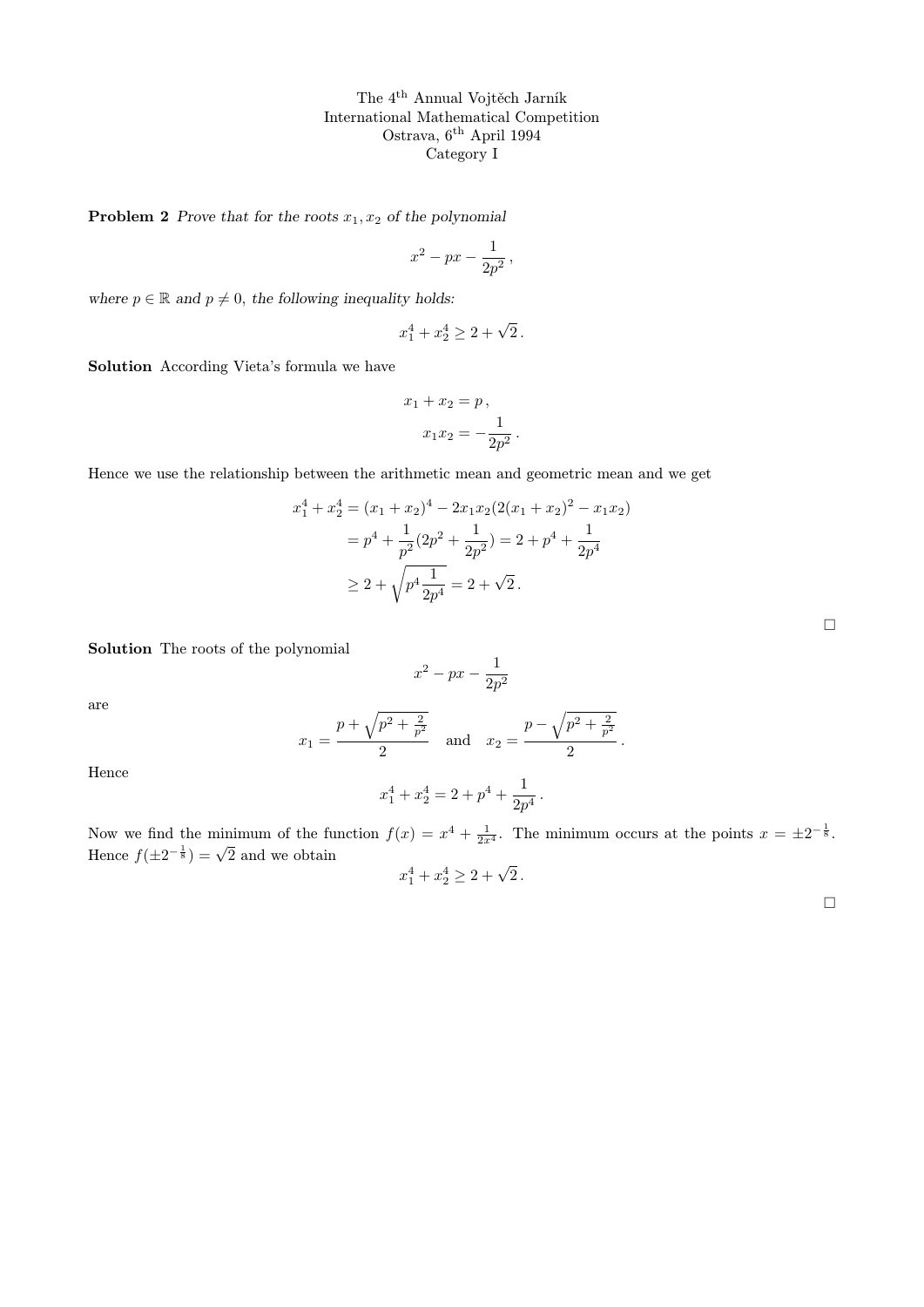The 4[th] Annual Vojtěch Jarník
International Mathematical Competition
Ostrava, 6[th] April 1994
Category I

**Problem 2** *Prove that for the roots $x_1, x_2$ of the polynomial*

$$x^2 - px - \frac{1}{2p^2},$$

*where $p \in \mathbb{R}$ and $p \neq 0$, the following inequality holds:*

$$x_1^4 + x_2^4 \geq 2 + \sqrt{2}.$$

**Solution** According Vieta's formula we have

$$x_1 + x_2 = p,$$
$$x_1 x_2 = -\frac{1}{2p^2}.$$

Hence we use the relationship between the arithmetic mean and geometric mean and we get

$$\begin{aligned} x_1^4 + x_2^4 &= (x_1 + x_2)^4 - 2x_1x_2(2(x_1 + x_2)^2 - x_1x_2) \\ &= p^4 + \frac{1}{p^2}(2p^2 + \frac{1}{2p^2}) = 2 + p^4 + \frac{1}{2p^4} \\ &\geq 2 + \sqrt{p^4 \frac{1}{2p^4}} = 2 + \sqrt{2}. \end{aligned}$$

□

**Solution** The roots of the polynomial

$$x^2 - px - \frac{1}{2p^2}$$

are

$$x_1 = \frac{p + \sqrt{p^2 + \frac{2}{p^2}}}{2} \quad \text{and} \quad x_2 = \frac{p - \sqrt{p^2 + \frac{2}{p^2}}}{2}.$$

Hence

$$x_1^4 + x_2^4 = 2 + p^4 + \frac{1}{2p^4}.$$

Now we find the minimum of the function $f(x) = x^4 + \frac{1}{2x^4}$. The minimum occurs at the points $x = \pm 2^{-\frac{1}{8}}$. Hence $f(\pm 2^{-\frac{1}{8}}) = \sqrt{2}$ and we obtain

$$x_1^4 + x_2^4 \geq 2 + \sqrt{2}.$$

□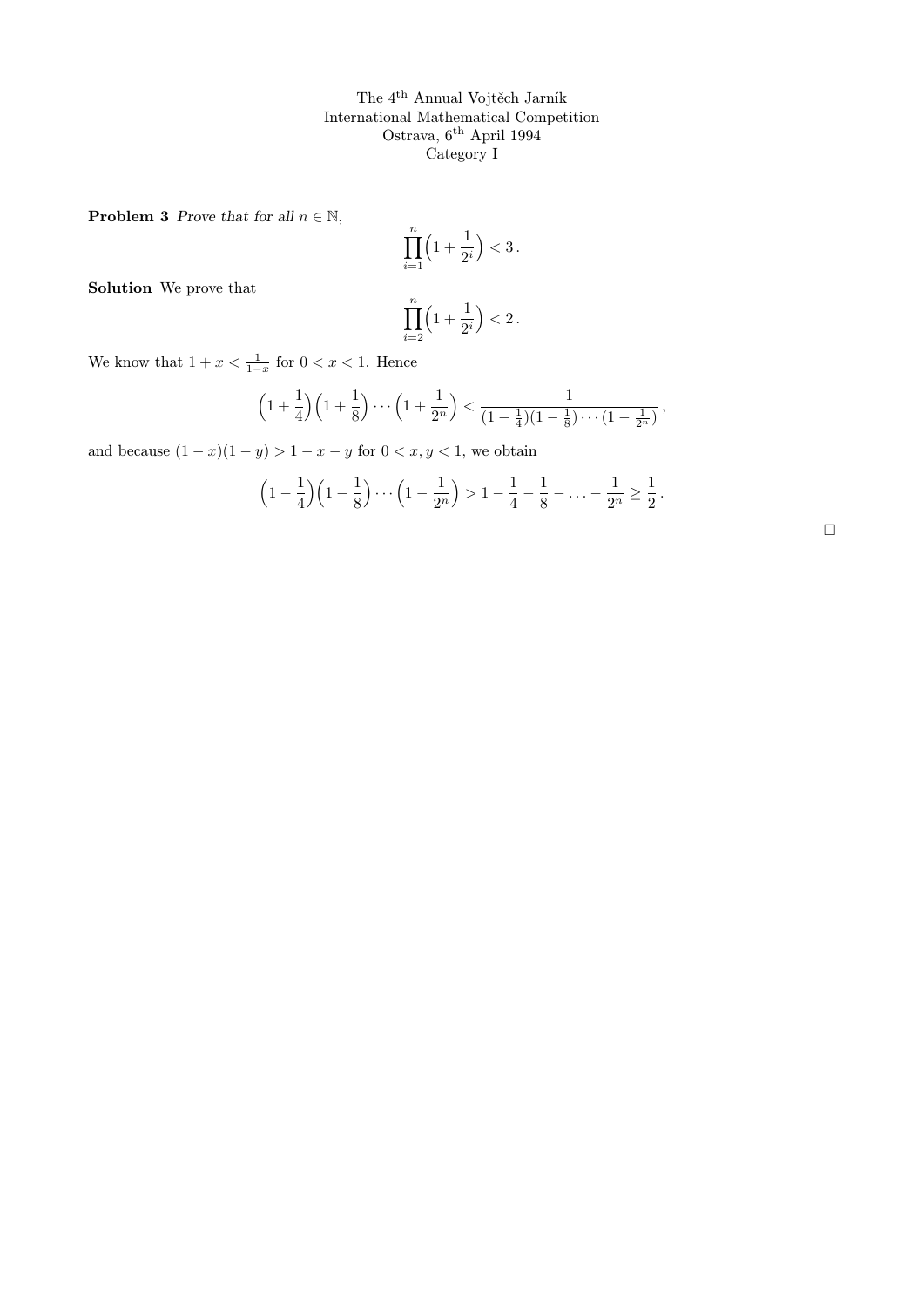The 4th Annual Vojtěch Jarník
International Mathematical Competition
Ostrava, 6th April 1994
Category I

**Problem 3** *Prove that for all $n \in \mathbb{N}$,*

$$\prod_{i=1}^{n}\Big(1+\frac{1}{2^i}\Big) < 3\,.$$

**Solution** We prove that

$$\prod_{i=2}^{n}\Big(1+\frac{1}{2^i}\Big) < 2\,.$$

We know that $1+x < \frac{1}{1-x}$ for $0<x<1$. Hence

$$\Big(1+\frac{1}{4}\Big)\Big(1+\frac{1}{8}\Big)\cdots\Big(1+\frac{1}{2^n}\Big) < \frac{1}{(1-\frac{1}{4})(1-\frac{1}{8})\cdots(1-\frac{1}{2^n})}\,,$$

and because $(1-x)(1-y) > 1-x-y$ for $0<x,y<1$, we obtain

$$\Big(1-\frac{1}{4}\Big)\Big(1-\frac{1}{8}\Big)\cdots\Big(1-\frac{1}{2^n}\Big) > 1-\frac{1}{4}-\frac{1}{8}-\ldots-\frac{1}{2^n} \geq \frac{1}{2}\,.$$

□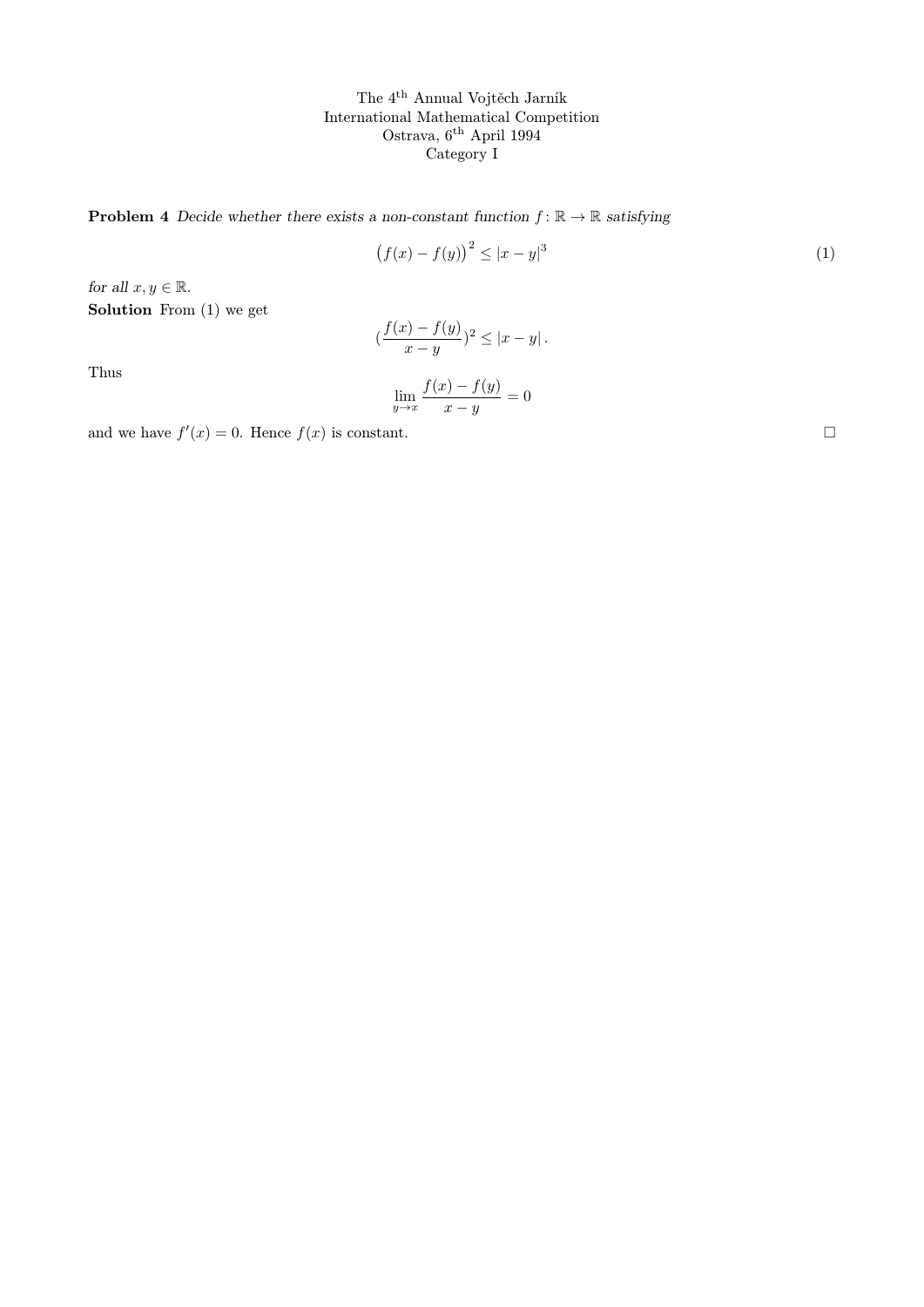The 4th Annual Vojtěch Jarník
International Mathematical Competition
Ostrava, 6th April 1994
Category I

**Problem 4** *Decide whether there exists a non-constant function $f\colon \mathbb{R} \to \mathbb{R}$ satisfying*

$$\big(f(x) - f(y)\big)^2 \le |x - y|^3 \tag{1}$$

*for all $x, y \in \mathbb{R}$.*

**Solution** From (1) we get

$$\Big(\frac{f(x) - f(y)}{x - y}\Big)^2 \le |x - y| \,.$$

Thus

$$\lim_{y \to x} \frac{f(x) - f(y)}{x - y} = 0$$

and we have $f'(x) = 0$. Hence $f(x)$ is constant. □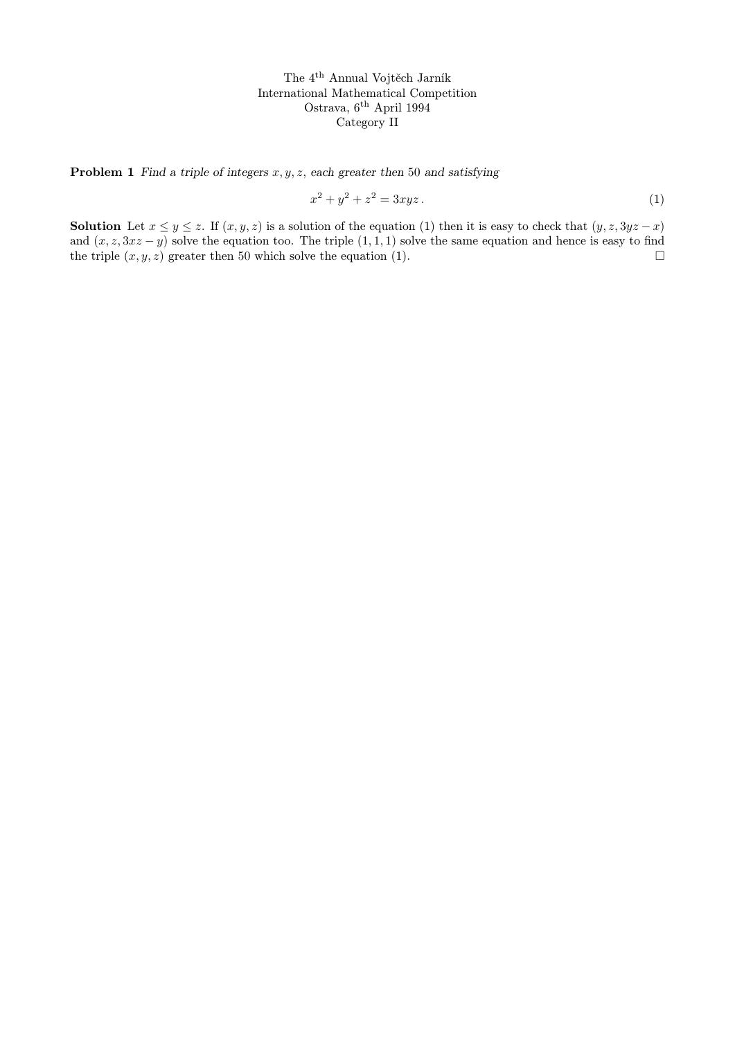The 4th Annual Vojtěch Jarník
International Mathematical Competition
Ostrava, 6th April 1994
Category II

**Problem 1** *Find a triple of integers $x, y, z$, each greater then 50 and satisfying*

$$x^2 + y^2 + z^2 = 3xyz\,. \tag{1}$$

**Solution** Let $x \le y \le z$. If $(x, y, z)$ is a solution of the equation (1) then it is easy to check that $(y, z, 3yz - x)$ and $(x, z, 3xz - y)$ solve the equation too. The triple $(1, 1, 1)$ solve the same equation and hence is easy to find the triple $(x, y, z)$ greater then 50 which solve the equation (1). □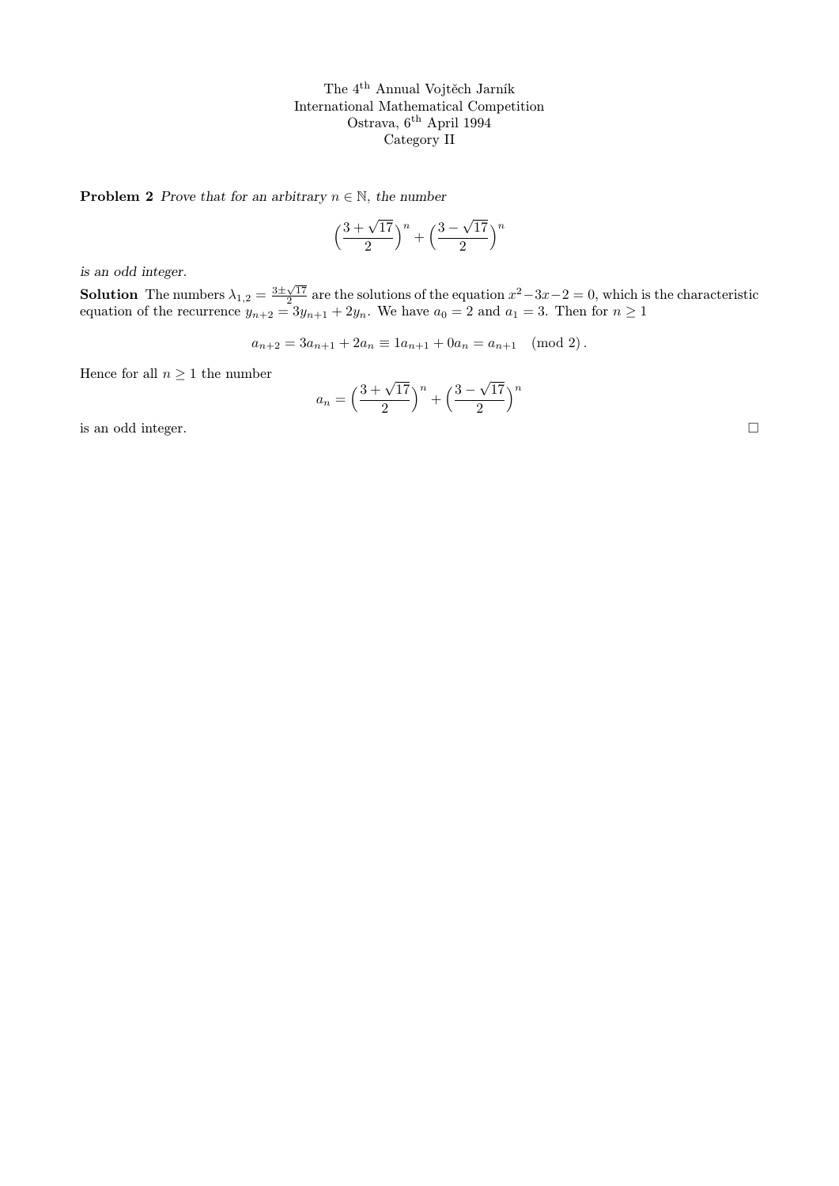The 4th Annual Vojtěch Jarník
International Mathematical Competition
Ostrava, 6th April 1994
Category II

**Problem 2** *Prove that for an arbitrary $n \in \mathbb{N}$, the number*

$$\Big(\frac{3+\sqrt{17}}{2}\Big)^n + \Big(\frac{3-\sqrt{17}}{2}\Big)^n$$

*is an odd integer.*

**Solution** The numbers $\lambda_{1,2} = \frac{3\pm\sqrt{17}}{2}$ are the solutions of the equation $x^2-3x-2=0$, which is the characteristic equation of the recurrence $y_{n+2} = 3y_{n+1} + 2y_n$. We have $a_0 = 2$ and $a_1 = 3$. Then for $n \geq 1$

$$a_{n+2} = 3a_{n+1} + 2a_n \equiv 1a_{n+1} + 0a_n = a_{n+1} \pmod 2.$$

Hence for all $n \geq 1$ the number

$$a_n = \Big(\frac{3+\sqrt{17}}{2}\Big)^n + \Big(\frac{3-\sqrt{17}}{2}\Big)^n$$

is an odd integer. □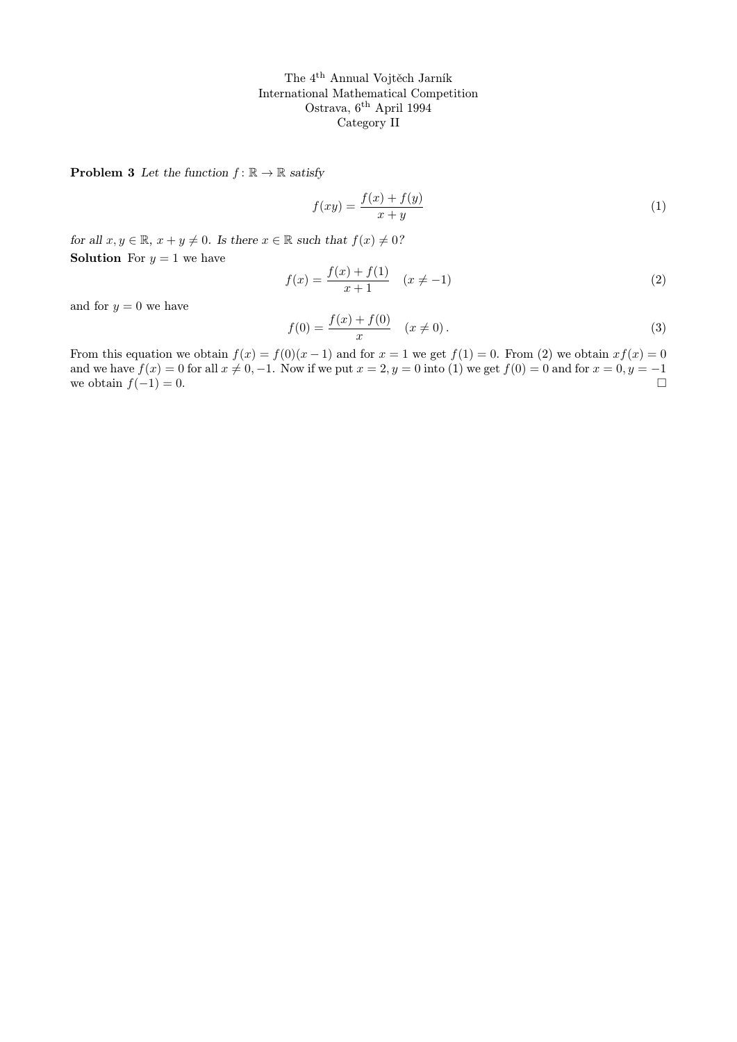The 4[th] Annual Vojtěch Jarník
International Mathematical Competition
Ostrava, 6[th] April 1994
Category II

**Problem 3** *Let the function $f\colon \mathbb{R} \to \mathbb{R}$ satisfy*

$$f(xy) = \frac{f(x) + f(y)}{x + y} \tag{1}$$

*for all $x, y \in \mathbb{R}$, $x + y \neq 0$. Is there $x \in \mathbb{R}$ such that $f(x) \neq 0$?*

**Solution** For $y = 1$ we have

$$f(x) = \frac{f(x) + f(1)}{x + 1} \quad (x \neq -1) \tag{2}$$

and for $y = 0$ we have

$$f(0) = \frac{f(x) + f(0)}{x} \quad (x \neq 0)\,. \tag{3}$$

From this equation we obtain $f(x) = f(0)(x - 1)$ and for $x = 1$ we get $f(1) = 0$. From (2) we obtain $xf(x) = 0$ and we have $f(x) = 0$ for all $x \neq 0, -1$. Now if we put $x = 2, y = 0$ into (1) we get $f(0) = 0$ and for $x = 0, y = -1$ we obtain $f(-1) = 0$. □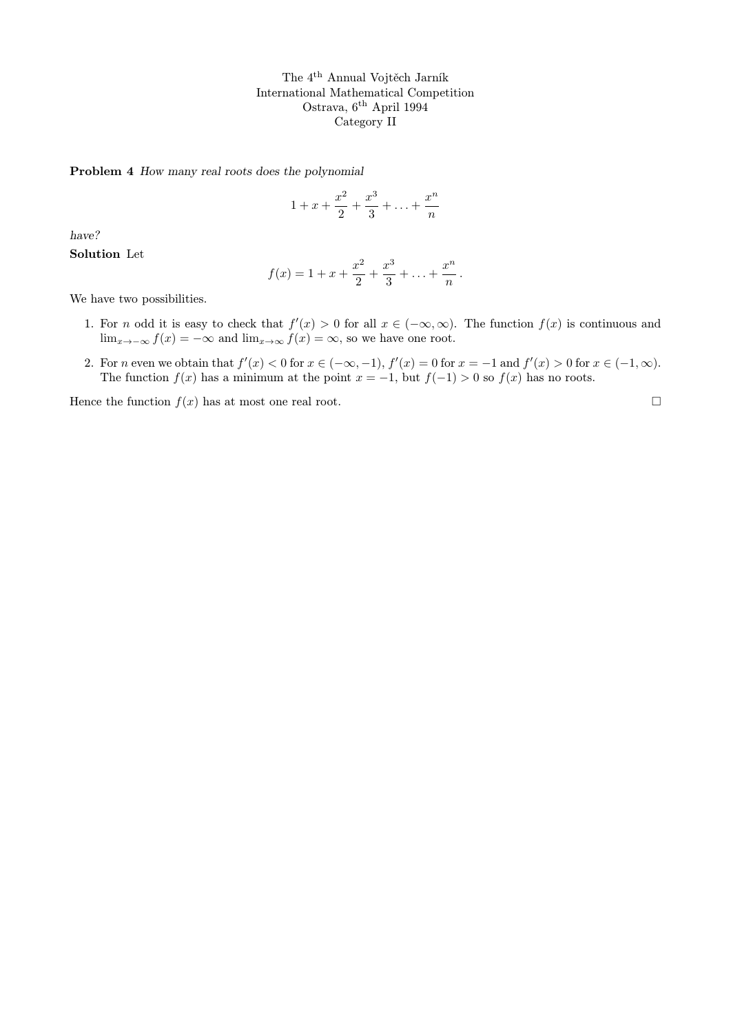The 4th Annual Vojtěch Jarník
International Mathematical Competition
Ostrava, 6th April 1994
Category II

**Problem 4** *How many real roots does the polynomial*

$$1 + x + \frac{x^2}{2} + \frac{x^3}{3} + \ldots + \frac{x^n}{n}$$

*have?*

**Solution** Let

$$f(x) = 1 + x + \frac{x^2}{2} + \frac{x^3}{3} + \ldots + \frac{x^n}{n}.$$

We have two possibilities.

1. For $n$ odd it is easy to check that $f'(x) > 0$ for all $x \in (-\infty, \infty)$. The function $f(x)$ is continuous and $\lim_{x \to -\infty} f(x) = -\infty$ and $\lim_{x \to \infty} f(x) = \infty$, so we have one root.
2. For $n$ even we obtain that $f'(x) < 0$ for $x \in (-\infty, -1)$, $f'(x) = 0$ for $x = -1$ and $f'(x) > 0$ for $x \in (-1, \infty)$. The function $f(x)$ has a minimum at the point $x = -1$, but $f(-1) > 0$ so $f(x)$ has no roots.

Hence the function $f(x)$ has at most one real root. □